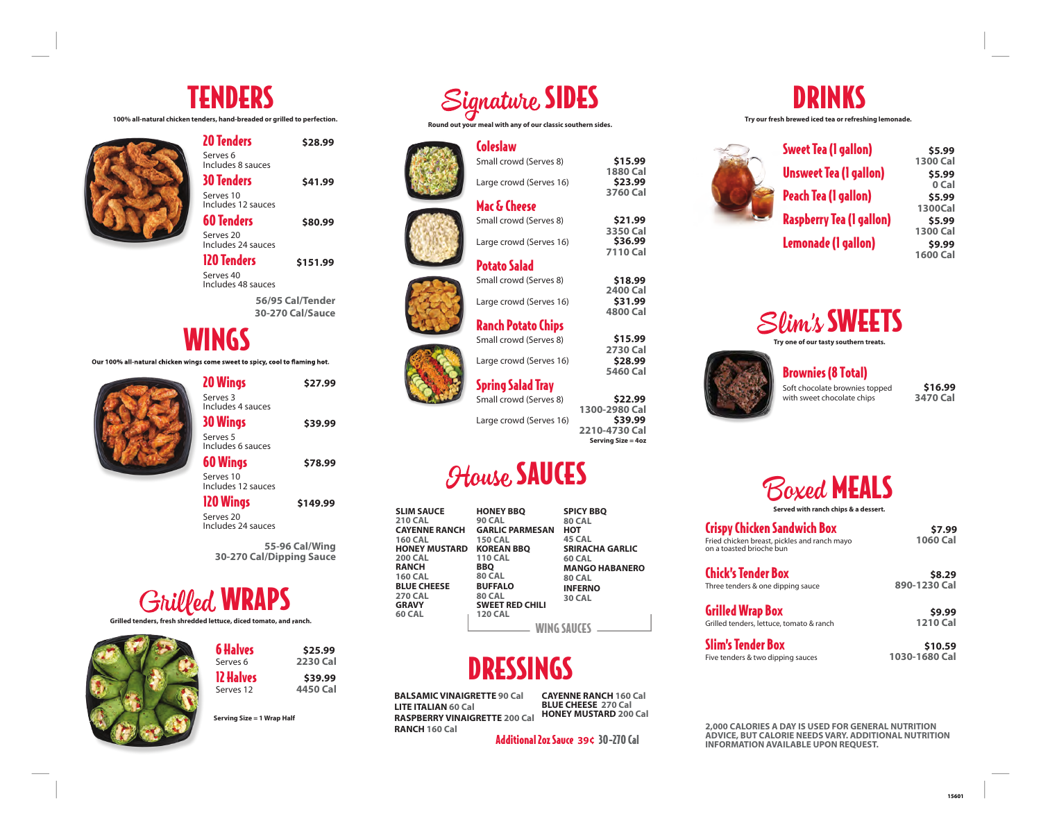# TENDERS

**100% all-natural chicken tenders, hand-breaded or grilled to perfection.**

| Item | Price |
|---|---|
| **20 Tenders** Serves 6, Includes 8 sauces | $28.99 |
| **30 Tenders** Serves 10, Includes 12 sauces | $41.99 |
| **60 Tenders** Serves 20, Includes 24 sauces | $80.99 |
| **120 Tenders** Serves 40, Includes 48 sauces | $151.99 |

**56/95 Cal/Tender**
**30-270 Cal/Sauce**

# WINGS

**Our 100% all-natural chicken wings come sweet to spicy, cool to flaming hot.**

| Item | Price |
|---|---|
| **20 Wings** Serves 3, Includes 4 sauces | $27.99 |
| **30 Wings** Serves 5, Includes 6 sauces | $39.99 |
| **60 Wings** Serves 10, Includes 12 sauces | $78.99 |
| **120 Wings** Serves 20, Includes 24 sauces | $149.99 |

**55-96 Cal/Wing**
**30-270 Cal/Dipping Sauce**

# Grilled WRAPS

**Grilled tenders, fresh shredded lettuce, diced tomato, and ranch.**

| Item | Price | Calories |
|---|---|---|
| **6 Halves** Serves 6 | $25.99 | 2230 Cal |
| **12 Halves** Serves 12 | $39.99 | 4450 Cal |

**Serving Size = 1 Wrap Half**

# Signature SIDES

**Round out your meal with any of our classic southern sides.**

| Item | Size | Price | Calories |
|---|---|---|---|
| **Coleslaw** | Small crowd (Serves 8) | $15.99 | 1880 Cal |
| | Large crowd (Serves 16) | $23.99 | 3760 Cal |
| **Mac & Cheese** | Small crowd (Serves 8) | $21.99 | 3350 Cal |
| | Large crowd (Serves 16) | $36.99 | 7110 Cal |
| **Potato Salad** | Small crowd (Serves 8) | $18.99 | 2400 Cal |
| | Large crowd (Serves 16) | $31.99 | 4800 Cal |
| **Ranch Potato Chips** | Small crowd (Serves 8) | $15.99 | 2730 Cal |
| | Large crowd (Serves 16) | $28.99 | 5460 Cal |
| **Spring Salad Tray** | Small crowd (Serves 8) | $22.99 | 1300-2980 Cal |
| | Large crowd (Serves 16) | $39.99 | 2210-4730 Cal |

**Serving Size = 4oz**

# House SAUCES

- **SLIM SAUCE** 210 CAL
- **CAYENNE RANCH** 160 CAL
- **HONEY MUSTARD** 200 CAL
- **RANCH** 160 CAL
- **BLUE CHEESE** 270 CAL
- **GRAVY** 60 CAL

**WING SAUCES**

- **HONEY BBQ** 90 CAL
- **GARLIC PARMESAN** 150 CAL
- **KOREAN BBQ** 110 CAL
- **BBQ** 80 CAL
- **BUFFALO** 80 CAL
- **SWEET RED CHILI** 120 CAL
- **SPICY BBQ** 80 CAL
- **HOT** 45 CAL
- **SRIRACHA GARLIC** 60 CAL
- **MANGO HABANERO** 80 CAL
- **INFERNO** 30 CAL

# DRESSINGS

- **BALSAMIC VINAIGRETTE** 90 Cal
- **LITE ITALIAN** 60 Cal
- **RASPBERRY VINAIGRETTE** 200 Cal
- **RANCH** 160 Cal
- **CAYENNE RANCH** 160 Cal
- **BLUE CHEESE** 270 Cal
- **HONEY MUSTARD** 200 Cal

**Additional 2oz Sauce 39¢ 30-270 Cal**

# DRINKS

**Try our fresh brewed iced tea or refreshing lemonade.**

| Item | Price | Calories |
|---|---|---|
| **Sweet Tea (1 gallon)** | $5.99 | 1300 Cal |
| **Unsweet Tea (1 gallon)** | $5.99 | 0 Cal |
| **Peach Tea (1 gallon)** | $5.99 | 1300Cal |
| **Raspberry Tea (1 gallon)** | $5.99 | 1300 Cal |
| **Lemonade (1 gallon)** | $9.99 | 1600 Cal |

# Slim's SWEETS

**Try one of our tasty southern treats.**

| Item | Price | Calories |
|---|---|---|
| **Brownies (8 Total)** Soft chocolate brownies topped with sweet chocolate chips | $16.99 | 3470 Cal |

# Boxed MEALS

**Served with ranch chips & a dessert.**

| Item | Price | Calories |
|---|---|---|
| **Crispy Chicken Sandwich Box** Fried chicken breast, pickles and ranch mayo on a toasted brioche bun | $7.99 | 1060 Cal |
| **Chick's Tender Box** Three tenders & one dipping sauce | $8.29 | 890-1230 Cal |
| **Grilled Wrap Box** Grilled tenders, lettuce, tomato & ranch | $9.99 | 1210 Cal |
| **Slim's Tender Box** Five tenders & two dipping sauces | $10.59 | 1030-1680 Cal |

**2,000 CALORIES A DAY IS USED FOR GENERAL NUTRITION ADVICE, BUT CALORIE NEEDS VARY. ADDITIONAL NUTRITION INFORMATION AVAILABLE UPON REQUEST.**

15601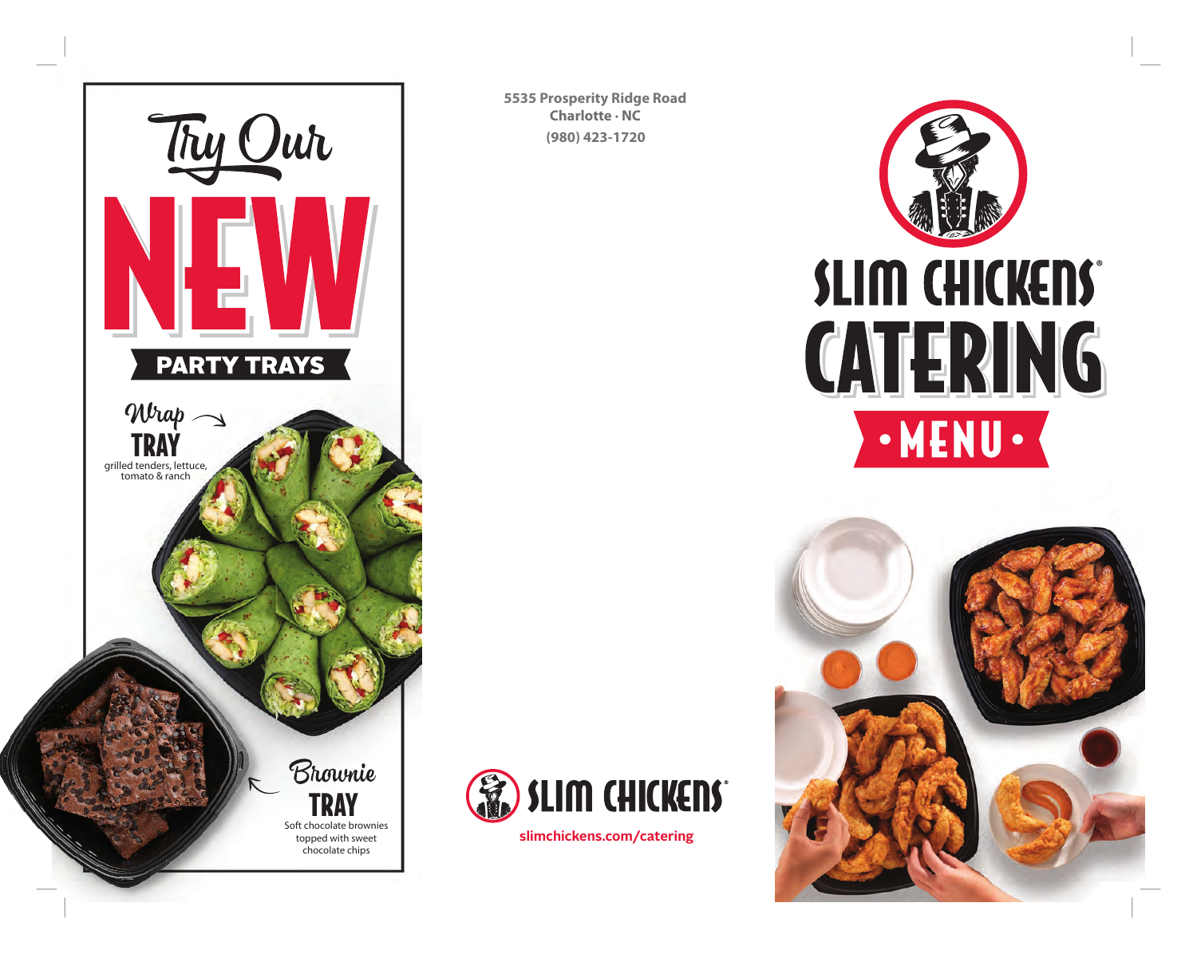# Try Our NEW

## PARTY TRAYS

### Wrap TRAY

grilled tenders, lettuce, tomato & ranch

### Brownie TRAY

Soft chocolate brownies topped with sweet chocolate chips

**5535 Prosperity Ridge Road**
**Charlotte · NC**
**(980) 423-1720**

SLIM CHICKENS

**slimchickens.com/catering**

# SLIM CHICKENS® CATERING

## • MENU •